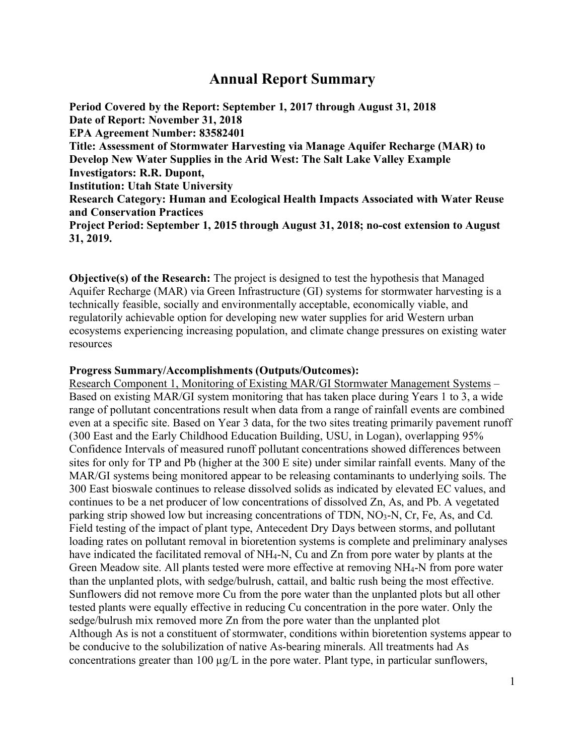# Annual Report Summary

**Period Covered by the Report: September 1, 2017 through August 31, 2018**
**Date of Report: November 31, 2018**
**EPA Agreement Number: 83582401**
**Title: Assessment of Stormwater Harvesting via Manage Aquifer Recharge (MAR) to Develop New Water Supplies in the Arid West: The Salt Lake Valley Example**
**Investigators: R.R. Dupont,**
**Institution: Utah State University**
**Research Category: Human and Ecological Health Impacts Associated with Water Reuse and Conservation Practices**
**Project Period: September 1, 2015 through August 31, 2018; no-cost extension to August 31, 2019.**

**Objective(s) of the Research:** The project is designed to test the hypothesis that Managed Aquifer Recharge (MAR) via Green Infrastructure (GI) systems for stormwater harvesting is a technically feasible, socially and environmentally acceptable, economically viable, and regulatorily achievable option for developing new water supplies for arid Western urban ecosystems experiencing increasing population, and climate change pressures on existing water resources

**Progress Summary/Accomplishments (Outputs/Outcomes):**
<u>Research Component 1, Monitoring of Existing MAR/GI Stormwater Management Systems</u> – Based on existing MAR/GI system monitoring that has taken place during Years 1 to 3, a wide range of pollutant concentrations result when data from a range of rainfall events are combined even at a specific site. Based on Year 3 data, for the two sites treating primarily pavement runoff (300 East and the Early Childhood Education Building, USU, in Logan), overlapping 95% Confidence Intervals of measured runoff pollutant concentrations showed differences between sites for only for TP and Pb (higher at the 300 E site) under similar rainfall events. Many of the MAR/GI systems being monitored appear to be releasing contaminants to underlying soils. The 300 East bioswale continues to release dissolved solids as indicated by elevated EC values, and continues to be a net producer of low concentrations of dissolved Zn, As, and Pb. A vegetated parking strip showed low but increasing concentrations of TDN, $NO_3$-N, Cr, Fe, As, and Cd. Field testing of the impact of plant type, Antecedent Dry Days between storms, and pollutant loading rates on pollutant removal in bioretention systems is complete and preliminary analyses have indicated the facilitated removal of $NH_4$-N, Cu and Zn from pore water by plants at the Green Meadow site. All plants tested were more effective at removing $NH_4$-N from pore water than the unplanted plots, with sedge/bulrush, cattail, and baltic rush being the most effective. Sunflowers did not remove more Cu from the pore water than the unplanted plots but all other tested plants were equally effective in reducing Cu concentration in the pore water. Only the sedge/bulrush mix removed more Zn from the pore water than the unplanted plot
Although As is not a constituent of stormwater, conditions within bioretention systems appear to be conducive to the solubilization of native As-bearing minerals. All treatments had As concentrations greater than 100 µg/L in the pore water. Plant type, in particular sunflowers,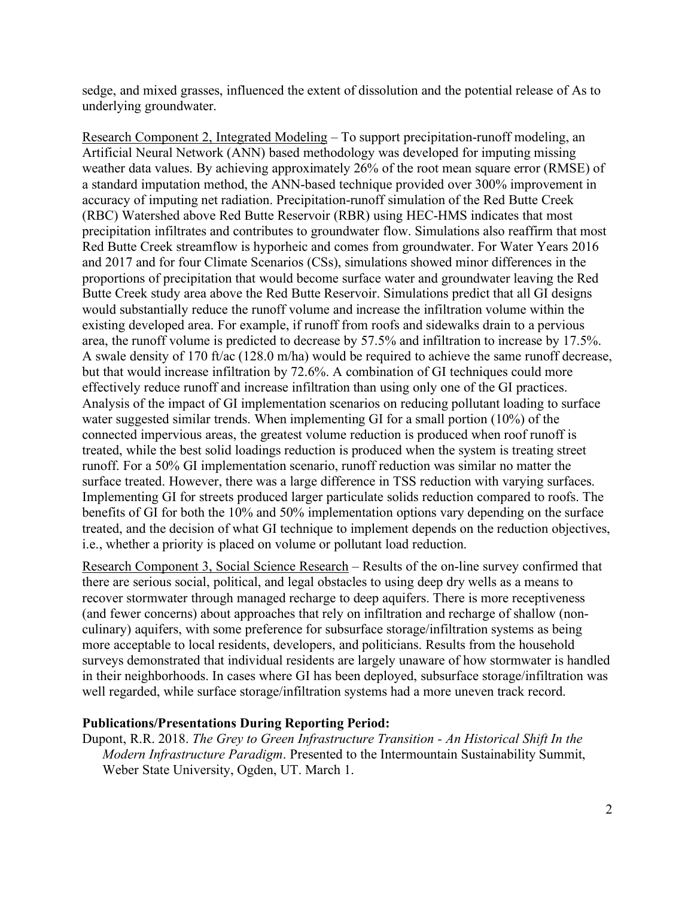sedge, and mixed grasses, influenced the extent of dissolution and the potential release of As to underlying groundwater.

Research Component 2, Integrated Modeling – To support precipitation-runoff modeling, an Artificial Neural Network (ANN) based methodology was developed for imputing missing weather data values. By achieving approximately 26% of the root mean square error (RMSE) of a standard imputation method, the ANN-based technique provided over 300% improvement in accuracy of imputing net radiation. Precipitation-runoff simulation of the Red Butte Creek (RBC) Watershed above Red Butte Reservoir (RBR) using HEC-HMS indicates that most precipitation infiltrates and contributes to groundwater flow. Simulations also reaffirm that most Red Butte Creek streamflow is hyporheic and comes from groundwater. For Water Years 2016 and 2017 and for four Climate Scenarios (CSs), simulations showed minor differences in the proportions of precipitation that would become surface water and groundwater leaving the Red Butte Creek study area above the Red Butte Reservoir. Simulations predict that all GI designs would substantially reduce the runoff volume and increase the infiltration volume within the existing developed area. For example, if runoff from roofs and sidewalks drain to a pervious area, the runoff volume is predicted to decrease by 57.5% and infiltration to increase by 17.5%. A swale density of 170 ft/ac (128.0 m/ha) would be required to achieve the same runoff decrease, but that would increase infiltration by 72.6%. A combination of GI techniques could more effectively reduce runoff and increase infiltration than using only one of the GI practices. Analysis of the impact of GI implementation scenarios on reducing pollutant loading to surface water suggested similar trends. When implementing GI for a small portion (10%) of the connected impervious areas, the greatest volume reduction is produced when roof runoff is treated, while the best solid loadings reduction is produced when the system is treating street runoff. For a 50% GI implementation scenario, runoff reduction was similar no matter the surface treated. However, there was a large difference in TSS reduction with varying surfaces. Implementing GI for streets produced larger particulate solids reduction compared to roofs. The benefits of GI for both the 10% and 50% implementation options vary depending on the surface treated, and the decision of what GI technique to implement depends on the reduction objectives, i.e., whether a priority is placed on volume or pollutant load reduction.

Research Component 3, Social Science Research – Results of the on-line survey confirmed that there are serious social, political, and legal obstacles to using deep dry wells as a means to recover stormwater through managed recharge to deep aquifers. There is more receptiveness (and fewer concerns) about approaches that rely on infiltration and recharge of shallow (non-culinary) aquifers, with some preference for subsurface storage/infiltration systems as being more acceptable to local residents, developers, and politicians. Results from the household surveys demonstrated that individual residents are largely unaware of how stormwater is handled in their neighborhoods. In cases where GI has been deployed, subsurface storage/infiltration was well regarded, while surface storage/infiltration systems had a more uneven track record.

**Publications/Presentations During Reporting Period:**

Dupont, R.R. 2018. *The Grey to Green Infrastructure Transition - An Historical Shift In the Modern Infrastructure Paradigm*. Presented to the Intermountain Sustainability Summit, Weber State University, Ogden, UT. March 1.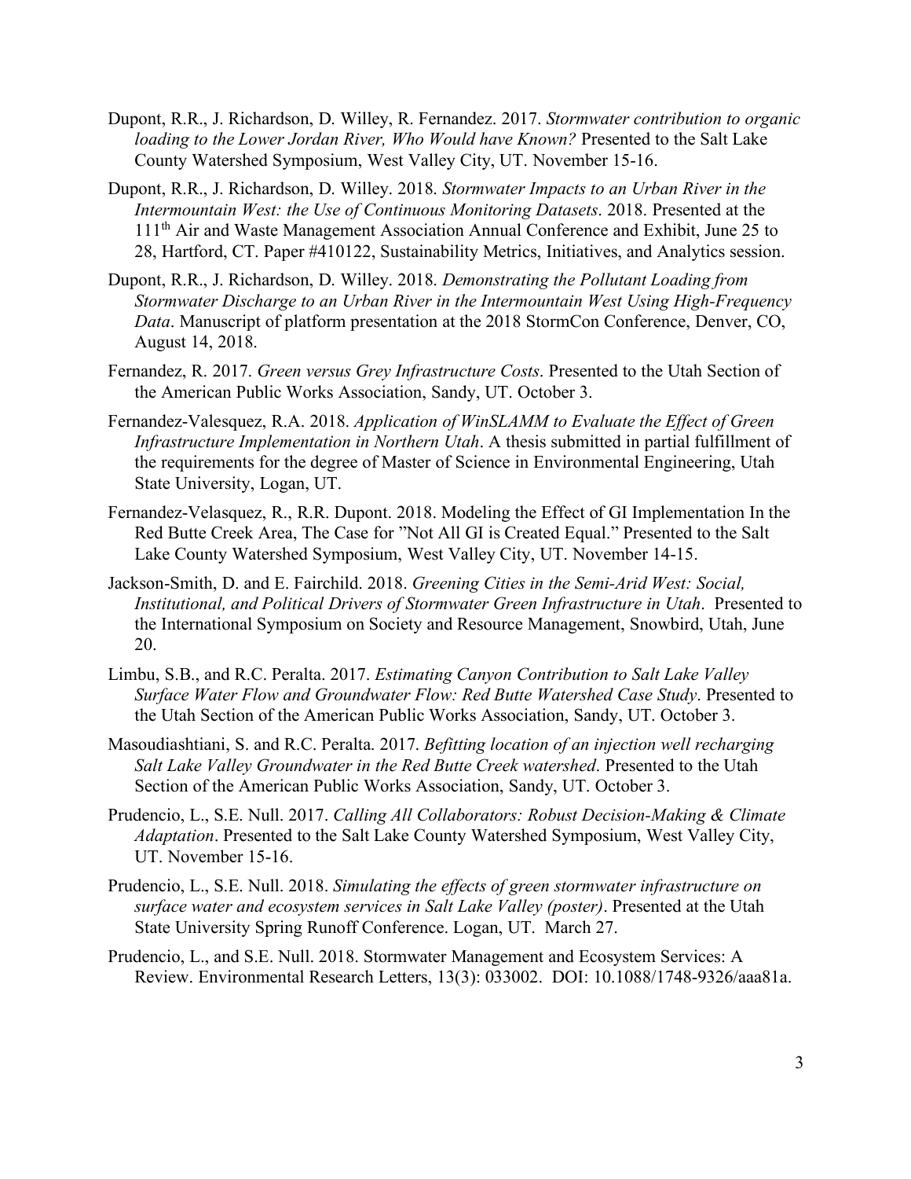Dupont, R.R., J. Richardson, D. Willey, R. Fernandez. 2017. *Stormwater contribution to organic loading to the Lower Jordan River, Who Would have Known?* Presented to the Salt Lake County Watershed Symposium, West Valley City, UT. November 15-16.

Dupont, R.R., J. Richardson, D. Willey. 2018. *Stormwater Impacts to an Urban River in the Intermountain West: the Use of Continuous Monitoring Datasets*. 2018. Presented at the 111th Air and Waste Management Association Annual Conference and Exhibit, June 25 to 28, Hartford, CT. Paper #410122, Sustainability Metrics, Initiatives, and Analytics session.

Dupont, R.R., J. Richardson, D. Willey. 2018. *Demonstrating the Pollutant Loading from Stormwater Discharge to an Urban River in the Intermountain West Using High-Frequency Data*. Manuscript of platform presentation at the 2018 StormCon Conference, Denver, CO, August 14, 2018.

Fernandez, R. 2017. *Green versus Grey Infrastructure Costs*. Presented to the Utah Section of the American Public Works Association, Sandy, UT. October 3.

Fernandez-Valesquez, R.A. 2018. *Application of WinSLAMM to Evaluate the Effect of Green Infrastructure Implementation in Northern Utah*. A thesis submitted in partial fulfillment of the requirements for the degree of Master of Science in Environmental Engineering, Utah State University, Logan, UT.

Fernandez-Velasquez, R., R.R. Dupont. 2018. Modeling the Effect of GI Implementation In the Red Butte Creek Area, The Case for "Not All GI is Created Equal." Presented to the Salt Lake County Watershed Symposium, West Valley City, UT. November 14-15.

Jackson-Smith, D. and E. Fairchild. 2018. *Greening Cities in the Semi-Arid West: Social, Institutional, and Political Drivers of Stormwater Green Infrastructure in Utah*. Presented to the International Symposium on Society and Resource Management, Snowbird, Utah, June 20.

Limbu, S.B., and R.C. Peralta. 2017. *Estimating Canyon Contribution to Salt Lake Valley Surface Water Flow and Groundwater Flow: Red Butte Watershed Case Study*. Presented to the Utah Section of the American Public Works Association, Sandy, UT. October 3.

Masoudiashtiani, S. and R.C. Peralta. 2017. *Befitting location of an injection well recharging Salt Lake Valley Groundwater in the Red Butte Creek watershed*. Presented to the Utah Section of the American Public Works Association, Sandy, UT. October 3.

Prudencio, L., S.E. Null. 2017. *Calling All Collaborators: Robust Decision-Making & Climate Adaptation*. Presented to the Salt Lake County Watershed Symposium, West Valley City, UT. November 15-16.

Prudencio, L., S.E. Null. 2018. *Simulating the effects of green stormwater infrastructure on surface water and ecosystem services in Salt Lake Valley (poster)*. Presented at the Utah State University Spring Runoff Conference. Logan, UT. March 27.

Prudencio, L., and S.E. Null. 2018. Stormwater Management and Ecosystem Services: A Review. Environmental Research Letters, 13(3): 033002. DOI: 10.1088/1748-9326/aaa81a.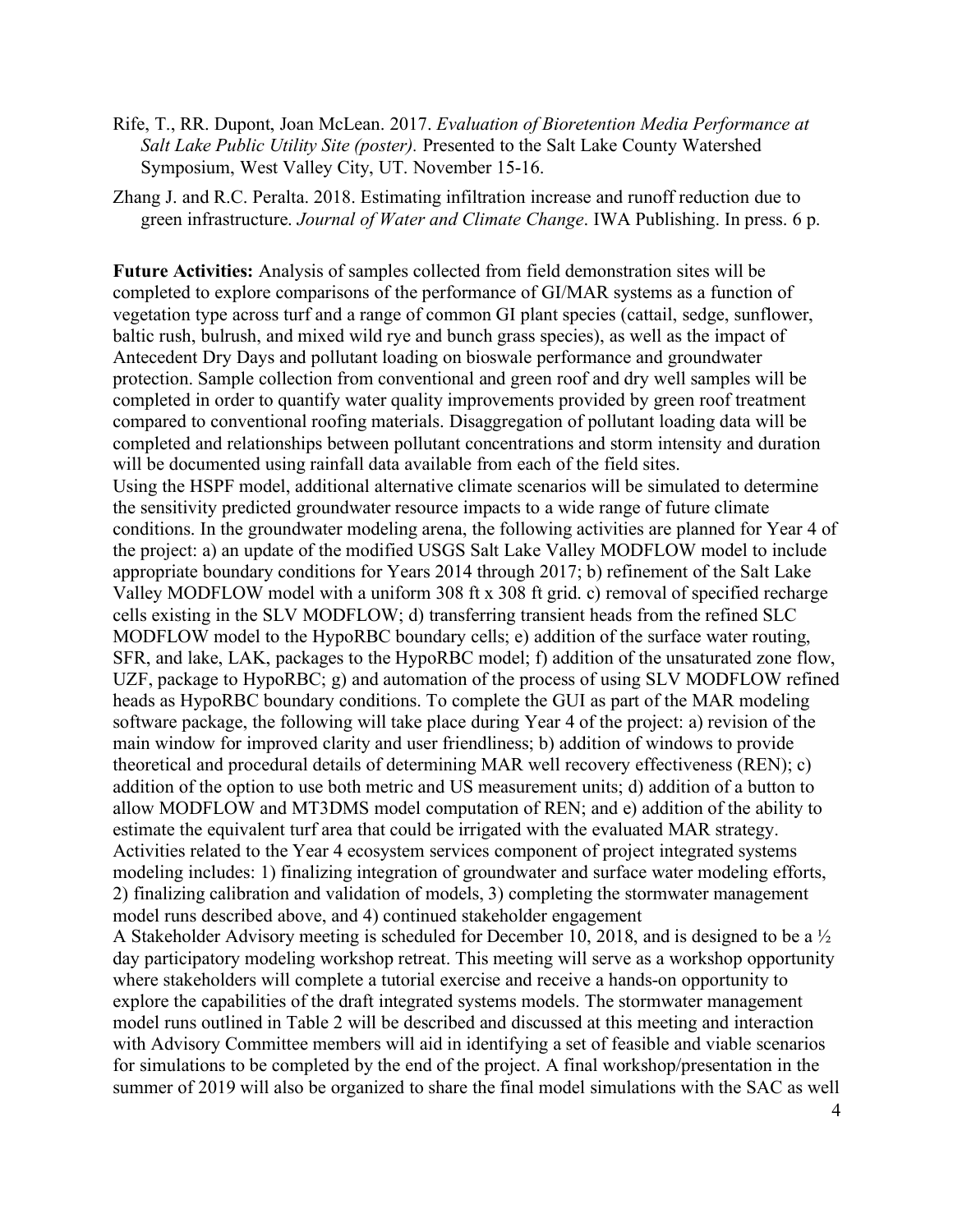Rife, T., RR. Dupont, Joan McLean. 2017. *Evaluation of Bioretention Media Performance at Salt Lake Public Utility Site (poster).* Presented to the Salt Lake County Watershed Symposium, West Valley City, UT. November 15-16.

Zhang J. and R.C. Peralta. 2018. Estimating infiltration increase and runoff reduction due to green infrastructure. *Journal of Water and Climate Change*. IWA Publishing. In press. 6 p.

**Future Activities:** Analysis of samples collected from field demonstration sites will be completed to explore comparisons of the performance of GI/MAR systems as a function of vegetation type across turf and a range of common GI plant species (cattail, sedge, sunflower, baltic rush, bulrush, and mixed wild rye and bunch grass species), as well as the impact of Antecedent Dry Days and pollutant loading on bioswale performance and groundwater protection. Sample collection from conventional and green roof and dry well samples will be completed in order to quantify water quality improvements provided by green roof treatment compared to conventional roofing materials. Disaggregation of pollutant loading data will be completed and relationships between pollutant concentrations and storm intensity and duration will be documented using rainfall data available from each of the field sites.

Using the HSPF model, additional alternative climate scenarios will be simulated to determine the sensitivity predicted groundwater resource impacts to a wide range of future climate conditions. In the groundwater modeling arena, the following activities are planned for Year 4 of the project: a) an update of the modified USGS Salt Lake Valley MODFLOW model to include appropriate boundary conditions for Years 2014 through 2017; b) refinement of the Salt Lake Valley MODFLOW model with a uniform 308 ft x 308 ft grid. c) removal of specified recharge cells existing in the SLV MODFLOW; d) transferring transient heads from the refined SLC MODFLOW model to the HypoRBC boundary cells; e) addition of the surface water routing, SFR, and lake, LAK, packages to the HypoRBC model; f) addition of the unsaturated zone flow, UZF, package to HypoRBC; g) and automation of the process of using SLV MODFLOW refined heads as HypoRBC boundary conditions. To complete the GUI as part of the MAR modeling software package, the following will take place during Year 4 of the project: a) revision of the main window for improved clarity and user friendliness; b) addition of windows to provide theoretical and procedural details of determining MAR well recovery effectiveness (REN); c) addition of the option to use both metric and US measurement units; d) addition of a button to allow MODFLOW and MT3DMS model computation of REN; and e) addition of the ability to estimate the equivalent turf area that could be irrigated with the evaluated MAR strategy. Activities related to the Year 4 ecosystem services component of project integrated systems modeling includes: 1) finalizing integration of groundwater and surface water modeling efforts, 2) finalizing calibration and validation of models, 3) completing the stormwater management model runs described above, and 4) continued stakeholder engagement

A Stakeholder Advisory meeting is scheduled for December 10, 2018, and is designed to be a ½ day participatory modeling workshop retreat. This meeting will serve as a workshop opportunity where stakeholders will complete a tutorial exercise and receive a hands-on opportunity to explore the capabilities of the draft integrated systems models. The stormwater management model runs outlined in Table 2 will be described and discussed at this meeting and interaction with Advisory Committee members will aid in identifying a set of feasible and viable scenarios for simulations to be completed by the end of the project. A final workshop/presentation in the summer of 2019 will also be organized to share the final model simulations with the SAC as well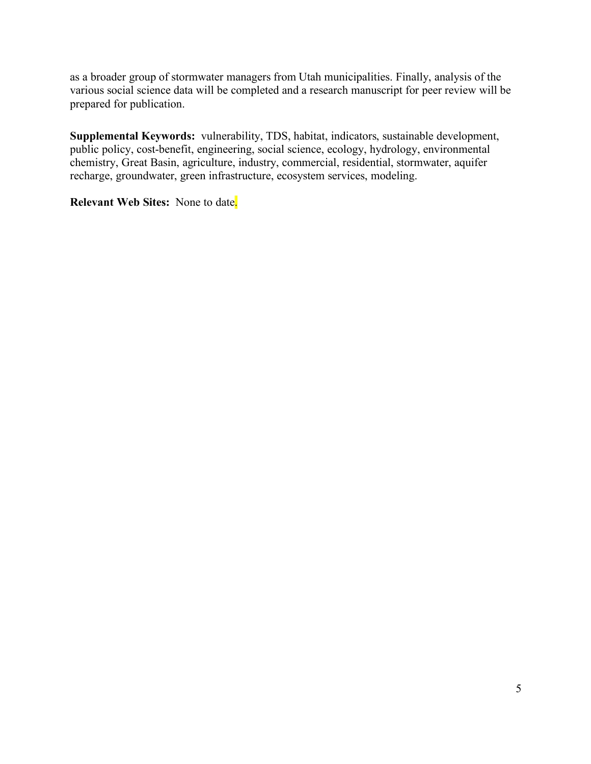as a broader group of stormwater managers from Utah municipalities. Finally, analysis of the various social science data will be completed and a research manuscript for peer review will be prepared for publication.

**Supplemental Keywords:** vulnerability, TDS, habitat, indicators, sustainable development, public policy, cost-benefit, engineering, social science, ecology, hydrology, environmental chemistry, Great Basin, agriculture, industry, commercial, residential, stormwater, aquifer recharge, groundwater, green infrastructure, ecosystem services, modeling.

**Relevant Web Sites:** None to date.